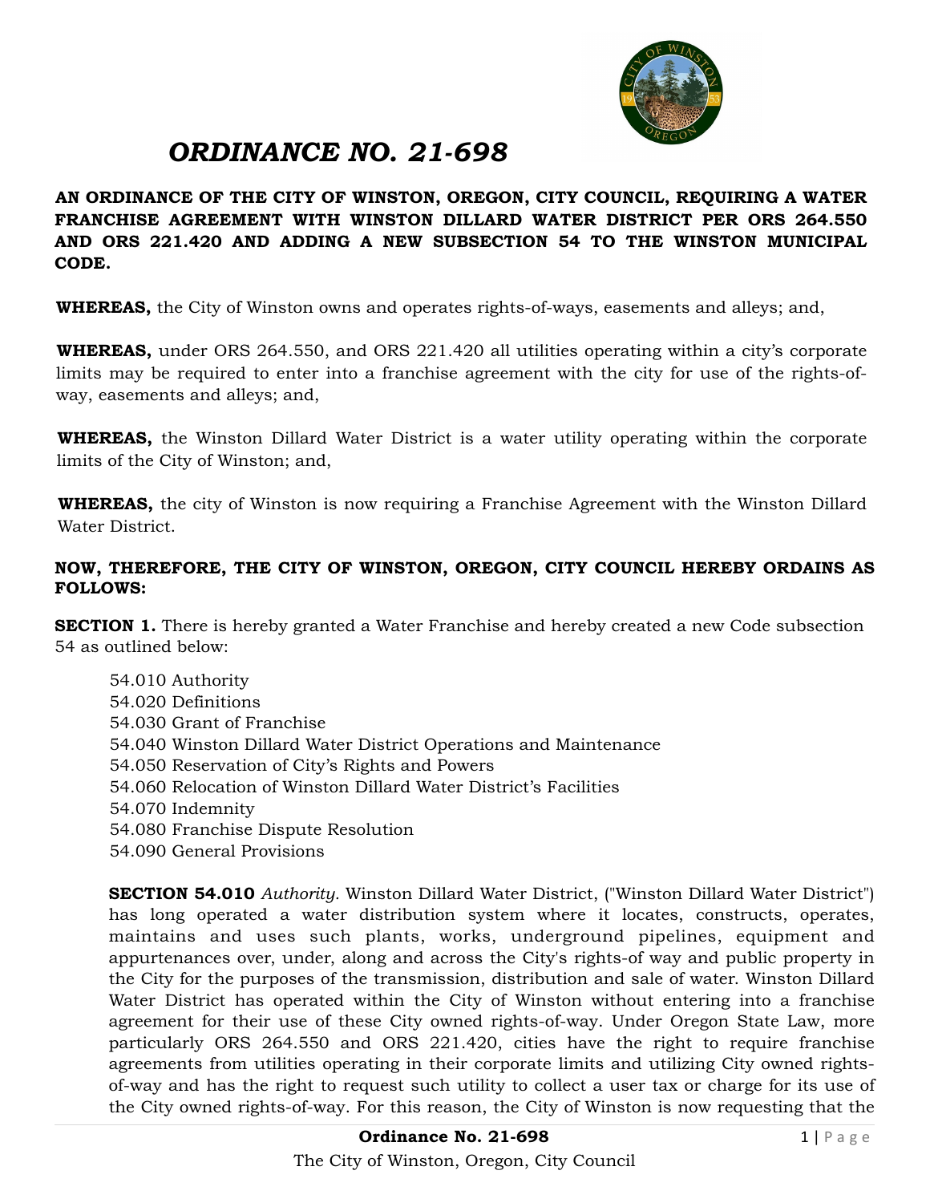# *ORDINANCE NO. 21-698*

**AN ORDINANCE OF THE CITY OF WINSTON, OREGON, CITY COUNCIL, REQUIRING A WATER FRANCHISE AGREEMENT WITH WINSTON DILLARD WATER DISTRICT PER ORS 264.550 AND ORS 221.420 AND ADDING A NEW SUBSECTION 54 TO THE WINSTON MUNICIPAL CODE.**

**WHEREAS,** the City of Winston owns and operates rights-of-ways, easements and alleys; and,

**WHEREAS,** under ORS 264.550, and ORS 221.420 all utilities operating within a city's corporate limits may be required to enter into a franchise agreement with the city for use of the rights-of-way, easements and alleys; and,

**WHEREAS,** the Winston Dillard Water District is a water utility operating within the corporate limits of the City of Winston; and,

**WHEREAS,** the city of Winston is now requiring a Franchise Agreement with the Winston Dillard Water District.

**NOW, THEREFORE, THE CITY OF WINSTON, OREGON, CITY COUNCIL HEREBY ORDAINS AS FOLLOWS:**

**SECTION 1.** There is hereby granted a Water Franchise and hereby created a new Code subsection 54 as outlined below:

54.010 Authority
54.020 Definitions
54.030 Grant of Franchise
54.040 Winston Dillard Water District Operations and Maintenance
54.050 Reservation of City's Rights and Powers
54.060 Relocation of Winston Dillard Water District's Facilities
54.070 Indemnity
54.080 Franchise Dispute Resolution
54.090 General Provisions

**SECTION 54.010** *Authority.* Winston Dillard Water District, ("Winston Dillard Water District") has long operated a water distribution system where it locates, constructs, operates, maintains and uses such plants, works, underground pipelines, equipment and appurtenances over, under, along and across the City's rights-of way and public property in the City for the purposes of the transmission, distribution and sale of water. Winston Dillard Water District has operated within the City of Winston without entering into a franchise agreement for their use of these City owned rights-of-way. Under Oregon State Law, more particularly ORS 264.550 and ORS 221.420, cities have the right to require franchise agreements from utilities operating in their corporate limits and utilizing City owned rights-of-way and has the right to request such utility to collect a user tax or charge for its use of the City owned rights-of-way. For this reason, the City of Winston is now requesting that the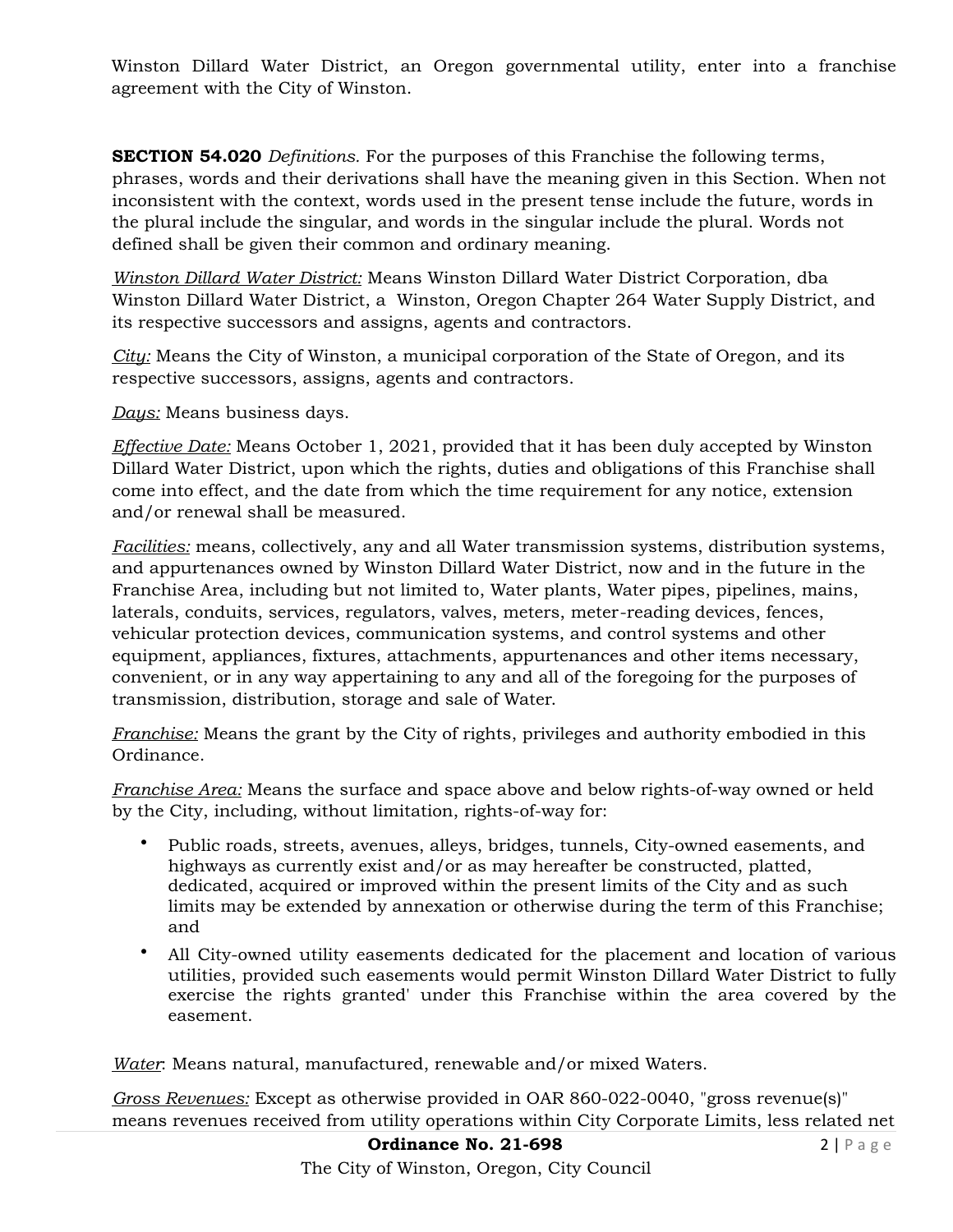Winston Dillard Water District, an Oregon governmental utility, enter into a franchise agreement with the City of Winston.

**SECTION 54.020** *Definitions*. For the purposes of this Franchise the following terms, phrases, words and their derivations shall have the meaning given in this Section. When not inconsistent with the context, words used in the present tense include the future, words in the plural include the singular, and words in the singular include the plural. Words not defined shall be given their common and ordinary meaning.

*Winston Dillard Water District:* Means Winston Dillard Water District Corporation, dba Winston Dillard Water District, a Winston, Oregon Chapter 264 Water Supply District, and its respective successors and assigns, agents and contractors.

*City:* Means the City of Winston, a municipal corporation of the State of Oregon, and its respective successors, assigns, agents and contractors.

*Days:* Means business days.

*Effective Date:* Means October 1, 2021, provided that it has been duly accepted by Winston Dillard Water District, upon which the rights, duties and obligations of this Franchise shall come into effect, and the date from which the time requirement for any notice, extension and/or renewal shall be measured.

*Facilities:* means, collectively, any and all Water transmission systems, distribution systems, and appurtenances owned by Winston Dillard Water District, now and in the future in the Franchise Area, including but not limited to, Water plants, Water pipes, pipelines, mains, laterals, conduits, services, regulators, valves, meters, meter-reading devices, fences, vehicular protection devices, communication systems, and control systems and other equipment, appliances, fixtures, attachments, appurtenances and other items necessary, convenient, or in any way appertaining to any and all of the foregoing for the purposes of transmission, distribution, storage and sale of Water.

*Franchise:* Means the grant by the City of rights, privileges and authority embodied in this Ordinance.

*Franchise Area:* Means the surface and space above and below rights-of-way owned or held by the City, including, without limitation, rights-of-way for:

- Public roads, streets, avenues, alleys, bridges, tunnels, City-owned easements, and highways as currently exist and/or as may hereafter be constructed, platted, dedicated, acquired or improved within the present limits of the City and as such limits may be extended by annexation or otherwise during the term of this Franchise; and
- All City-owned utility easements dedicated for the placement and location of various utilities, provided such easements would permit Winston Dillard Water District to fully exercise the rights granted' under this Franchise within the area covered by the easement.

*Water*: Means natural, manufactured, renewable and/or mixed Waters.

*Gross Revenues:* Except as otherwise provided in OAR 860-022-0040, "gross revenue(s)" means revenues received from utility operations within City Corporate Limits, less related net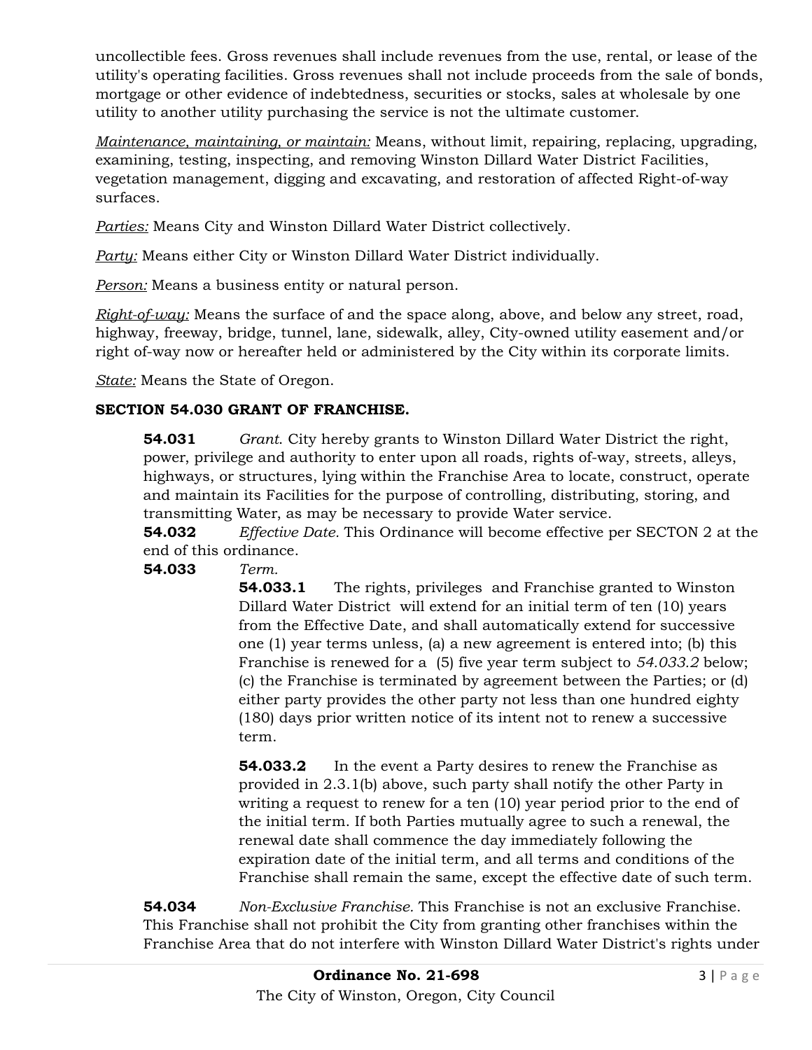uncollectible fees. Gross revenues shall include revenues from the use, rental, or lease of the utility's operating facilities. Gross revenues shall not include proceeds from the sale of bonds, mortgage or other evidence of indebtedness, securities or stocks, sales at wholesale by one utility to another utility purchasing the service is not the ultimate customer.

*Maintenance, maintaining, or maintain:* Means, without limit, repairing, replacing, upgrading, examining, testing, inspecting, and removing Winston Dillard Water District Facilities, vegetation management, digging and excavating, and restoration of affected Right-of-way surfaces.

*Parties:* Means City and Winston Dillard Water District collectively.

*Party:* Means either City or Winston Dillard Water District individually.

*Person:* Means a business entity or natural person.

*Right-of-way:* Means the surface of and the space along, above, and below any street, road, highway, freeway, bridge, tunnel, lane, sidewalk, alley, City-owned utility easement and/or right of-way now or hereafter held or administered by the City within its corporate limits.

*State:* Means the State of Oregon.

**SECTION 54.030 GRANT OF FRANCHISE.**

**54.031** *Grant.* City hereby grants to Winston Dillard Water District the right, power, privilege and authority to enter upon all roads, rights of-way, streets, alleys, highways, or structures, lying within the Franchise Area to locate, construct, operate and maintain its Facilities for the purpose of controlling, distributing, storing, and transmitting Water, as may be necessary to provide Water service.

**54.032** *Effective Date.* This Ordinance will become effective per SECTON 2 at the end of this ordinance.

**54.033** *Term.*

**54.033.1** The rights, privileges and Franchise granted to Winston Dillard Water District will extend for an initial term of ten (10) years from the Effective Date, and shall automatically extend for successive one (1) year terms unless, (a) a new agreement is entered into; (b) this Franchise is renewed for a (5) five year term subject to *54.033.2* below; (c) the Franchise is terminated by agreement between the Parties; or (d) either party provides the other party not less than one hundred eighty (180) days prior written notice of its intent not to renew a successive term.

**54.033.2** In the event a Party desires to renew the Franchise as provided in 2.3.1(b) above, such party shall notify the other Party in writing a request to renew for a ten (10) year period prior to the end of the initial term. If both Parties mutually agree to such a renewal, the renewal date shall commence the day immediately following the expiration date of the initial term, and all terms and conditions of the Franchise shall remain the same, except the effective date of such term.

**54.034** *Non-Exclusive Franchise.* This Franchise is not an exclusive Franchise. This Franchise shall not prohibit the City from granting other franchises within the Franchise Area that do not interfere with Winston Dillard Water District's rights under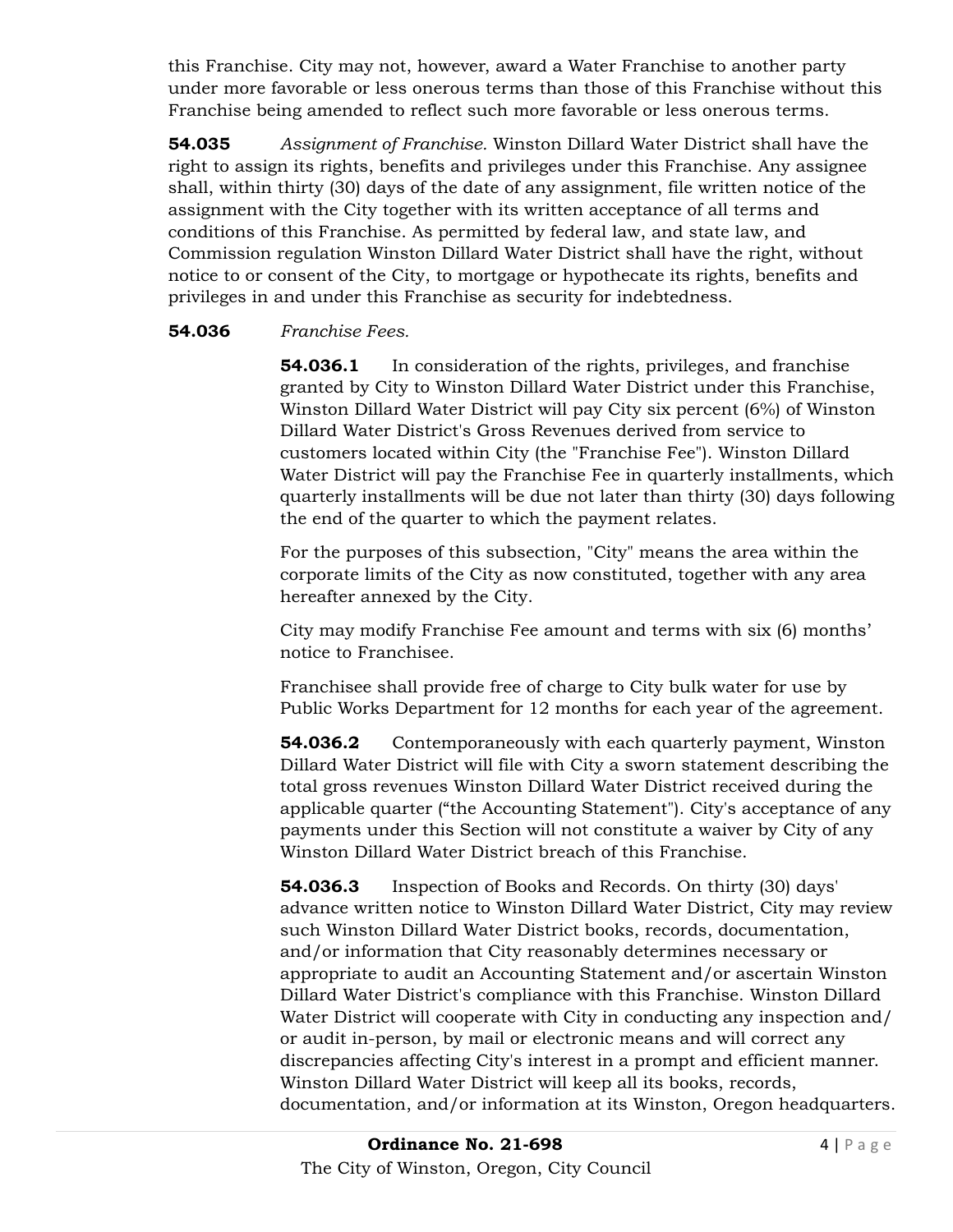this Franchise. City may not, however, award a Water Franchise to another party under more favorable or less onerous terms than those of this Franchise without this Franchise being amended to reflect such more favorable or less onerous terms.

**54.035** *Assignment of Franchise.* Winston Dillard Water District shall have the right to assign its rights, benefits and privileges under this Franchise. Any assignee shall, within thirty (30) days of the date of any assignment, file written notice of the assignment with the City together with its written acceptance of all terms and conditions of this Franchise. As permitted by federal law, and state law, and Commission regulation Winston Dillard Water District shall have the right, without notice to or consent of the City, to mortgage or hypothecate its rights, benefits and privileges in and under this Franchise as security for indebtedness.

**54.036** *Franchise Fees.*

**54.036.1** In consideration of the rights, privileges, and franchise granted by City to Winston Dillard Water District under this Franchise, Winston Dillard Water District will pay City six percent (6%) of Winston Dillard Water District's Gross Revenues derived from service to customers located within City (the "Franchise Fee"). Winston Dillard Water District will pay the Franchise Fee in quarterly installments, which quarterly installments will be due not later than thirty (30) days following the end of the quarter to which the payment relates.

For the purposes of this subsection, "City" means the area within the corporate limits of the City as now constituted, together with any area hereafter annexed by the City.

City may modify Franchise Fee amount and terms with six (6) months' notice to Franchisee.

Franchisee shall provide free of charge to City bulk water for use by Public Works Department for 12 months for each year of the agreement.

**54.036.2** Contemporaneously with each quarterly payment, Winston Dillard Water District will file with City a sworn statement describing the total gross revenues Winston Dillard Water District received during the applicable quarter ("the Accounting Statement"). City's acceptance of any payments under this Section will not constitute a waiver by City of any Winston Dillard Water District breach of this Franchise.

**54.036.3** Inspection of Books and Records. On thirty (30) days' advance written notice to Winston Dillard Water District, City may review such Winston Dillard Water District books, records, documentation, and/or information that City reasonably determines necessary or appropriate to audit an Accounting Statement and/or ascertain Winston Dillard Water District's compliance with this Franchise. Winston Dillard Water District will cooperate with City in conducting any inspection and/ or audit in-person, by mail or electronic means and will correct any discrepancies affecting City's interest in a prompt and efficient manner. Winston Dillard Water District will keep all its books, records, documentation, and/or information at its Winston, Oregon headquarters.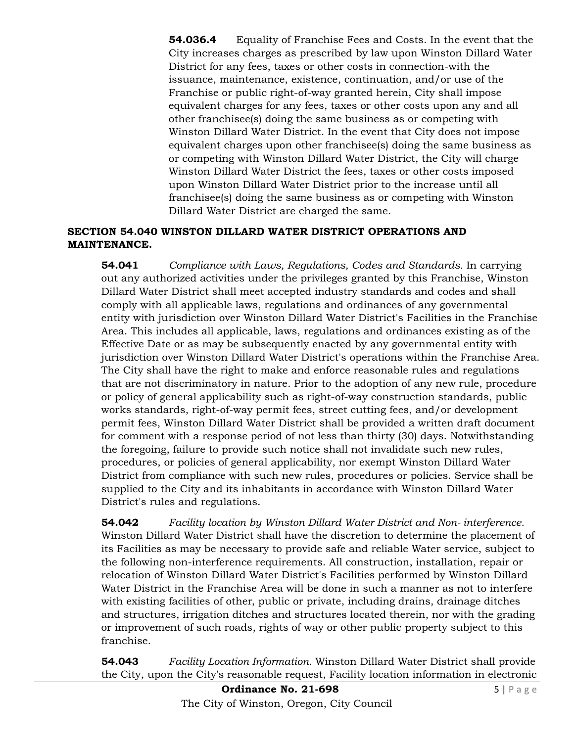**54.036.4** Equality of Franchise Fees and Costs. In the event that the City increases charges as prescribed by law upon Winston Dillard Water District for any fees, taxes or other costs in connection-with the issuance, maintenance, existence, continuation, and/or use of the Franchise or public right-of-way granted herein, City shall impose equivalent charges for any fees, taxes or other costs upon any and all other franchisee(s) doing the same business as or competing with Winston Dillard Water District. In the event that City does not impose equivalent charges upon other franchisee(s) doing the same business as or competing with Winston Dillard Water District, the City will charge Winston Dillard Water District the fees, taxes or other costs imposed upon Winston Dillard Water District prior to the increase until all franchisee(s) doing the same business as or competing with Winston Dillard Water District are charged the same.

## SECTION 54.040 WINSTON DILLARD WATER DISTRICT OPERATIONS AND MAINTENANCE.

**54.041** *Compliance with Laws, Regulations, Codes and Standards.* In carrying out any authorized activities under the privileges granted by this Franchise, Winston Dillard Water District shall meet accepted industry standards and codes and shall comply with all applicable laws, regulations and ordinances of any governmental entity with jurisdiction over Winston Dillard Water District's Facilities in the Franchise Area. This includes all applicable, laws, regulations and ordinances existing as of the Effective Date or as may be subsequently enacted by any governmental entity with jurisdiction over Winston Dillard Water District's operations within the Franchise Area. The City shall have the right to make and enforce reasonable rules and regulations that are not discriminatory in nature. Prior to the adoption of any new rule, procedure or policy of general applicability such as right-of-way construction standards, public works standards, right-of-way permit fees, street cutting fees, and/or development permit fees, Winston Dillard Water District shall be provided a written draft document for comment with a response period of not less than thirty (30) days. Notwithstanding the foregoing, failure to provide such notice shall not invalidate such new rules, procedures, or policies of general applicability, nor exempt Winston Dillard Water District from compliance with such new rules, procedures or policies. Service shall be supplied to the City and its inhabitants in accordance with Winston Dillard Water District's rules and regulations.

**54.042** *Facility location by Winston Dillard Water District and Non- interference.* Winston Dillard Water District shall have the discretion to determine the placement of its Facilities as may be necessary to provide safe and reliable Water service, subject to the following non-interference requirements. All construction, installation, repair or relocation of Winston Dillard Water District's Facilities performed by Winston Dillard Water District in the Franchise Area will be done in such a manner as not to interfere with existing facilities of other, public or private, including drains, drainage ditches and structures, irrigation ditches and structures located therein, nor with the grading or improvement of such roads, rights of way or other public property subject to this franchise.

**54.043** *Facility Location Information.* Winston Dillard Water District shall provide the City, upon the City's reasonable request, Facility location information in electronic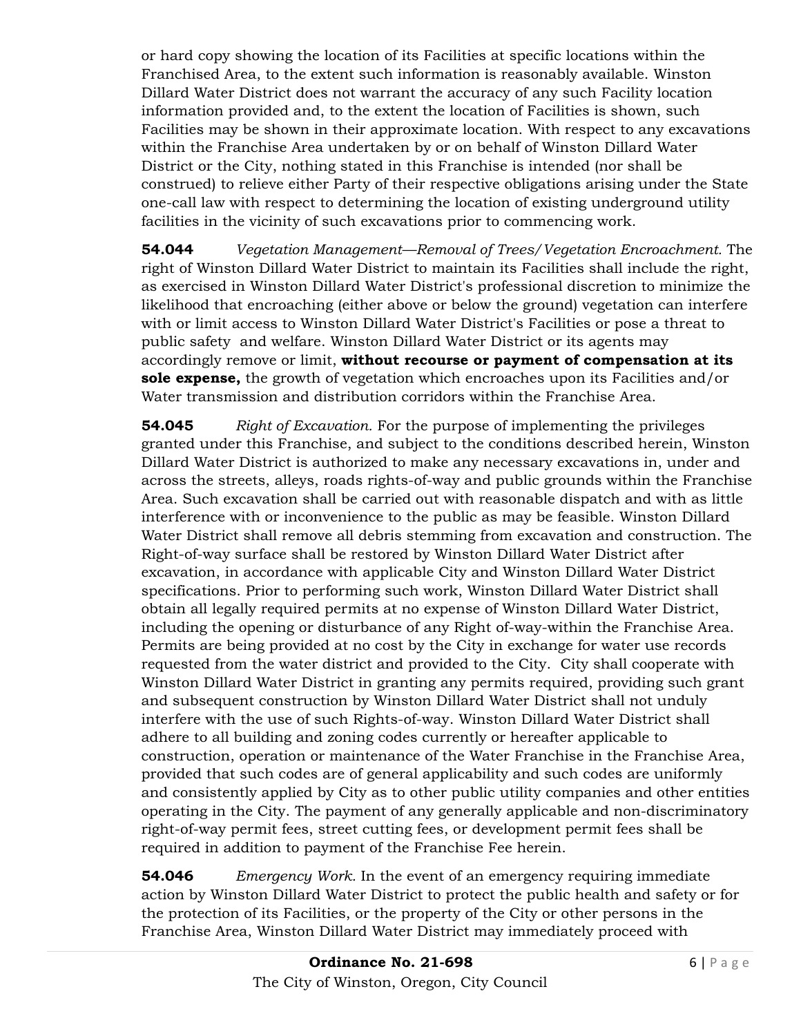or hard copy showing the location of its Facilities at specific locations within the Franchised Area, to the extent such information is reasonably available. Winston Dillard Water District does not warrant the accuracy of any such Facility location information provided and, to the extent the location of Facilities is shown, such Facilities may be shown in their approximate location. With respect to any excavations within the Franchise Area undertaken by or on behalf of Winston Dillard Water District or the City, nothing stated in this Franchise is intended (nor shall be construed) to relieve either Party of their respective obligations arising under the State one-call law with respect to determining the location of existing underground utility facilities in the vicinity of such excavations prior to commencing work.

**54.044** *Vegetation Management—Removal of Trees/Vegetation Encroachment.* The right of Winston Dillard Water District to maintain its Facilities shall include the right, as exercised in Winston Dillard Water District's professional discretion to minimize the likelihood that encroaching (either above or below the ground) vegetation can interfere with or limit access to Winston Dillard Water District's Facilities or pose a threat to public safety and welfare. Winston Dillard Water District or its agents may accordingly remove or limit, **without recourse or payment of compensation at its sole expense,** the growth of vegetation which encroaches upon its Facilities and/or Water transmission and distribution corridors within the Franchise Area.

**54.045** *Right of Excavation.* For the purpose of implementing the privileges granted under this Franchise, and subject to the conditions described herein, Winston Dillard Water District is authorized to make any necessary excavations in, under and across the streets, alleys, roads rights-of-way and public grounds within the Franchise Area. Such excavation shall be carried out with reasonable dispatch and with as little interference with or inconvenience to the public as may be feasible. Winston Dillard Water District shall remove all debris stemming from excavation and construction. The Right-of-way surface shall be restored by Winston Dillard Water District after excavation, in accordance with applicable City and Winston Dillard Water District specifications. Prior to performing such work, Winston Dillard Water District shall obtain all legally required permits at no expense of Winston Dillard Water District, including the opening or disturbance of any Right of-way-within the Franchise Area. Permits are being provided at no cost by the City in exchange for water use records requested from the water district and provided to the City. City shall cooperate with Winston Dillard Water District in granting any permits required, providing such grant and subsequent construction by Winston Dillard Water District shall not unduly interfere with the use of such Rights-of-way. Winston Dillard Water District shall adhere to all building and zoning codes currently or hereafter applicable to construction, operation or maintenance of the Water Franchise in the Franchise Area, provided that such codes are of general applicability and such codes are uniformly and consistently applied by City as to other public utility companies and other entities operating in the City. The payment of any generally applicable and non-discriminatory right-of-way permit fees, street cutting fees, or development permit fees shall be required in addition to payment of the Franchise Fee herein.

**54.046** *Emergency Work.* In the event of an emergency requiring immediate action by Winston Dillard Water District to protect the public health and safety or for the protection of its Facilities, or the property of the City or other persons in the Franchise Area, Winston Dillard Water District may immediately proceed with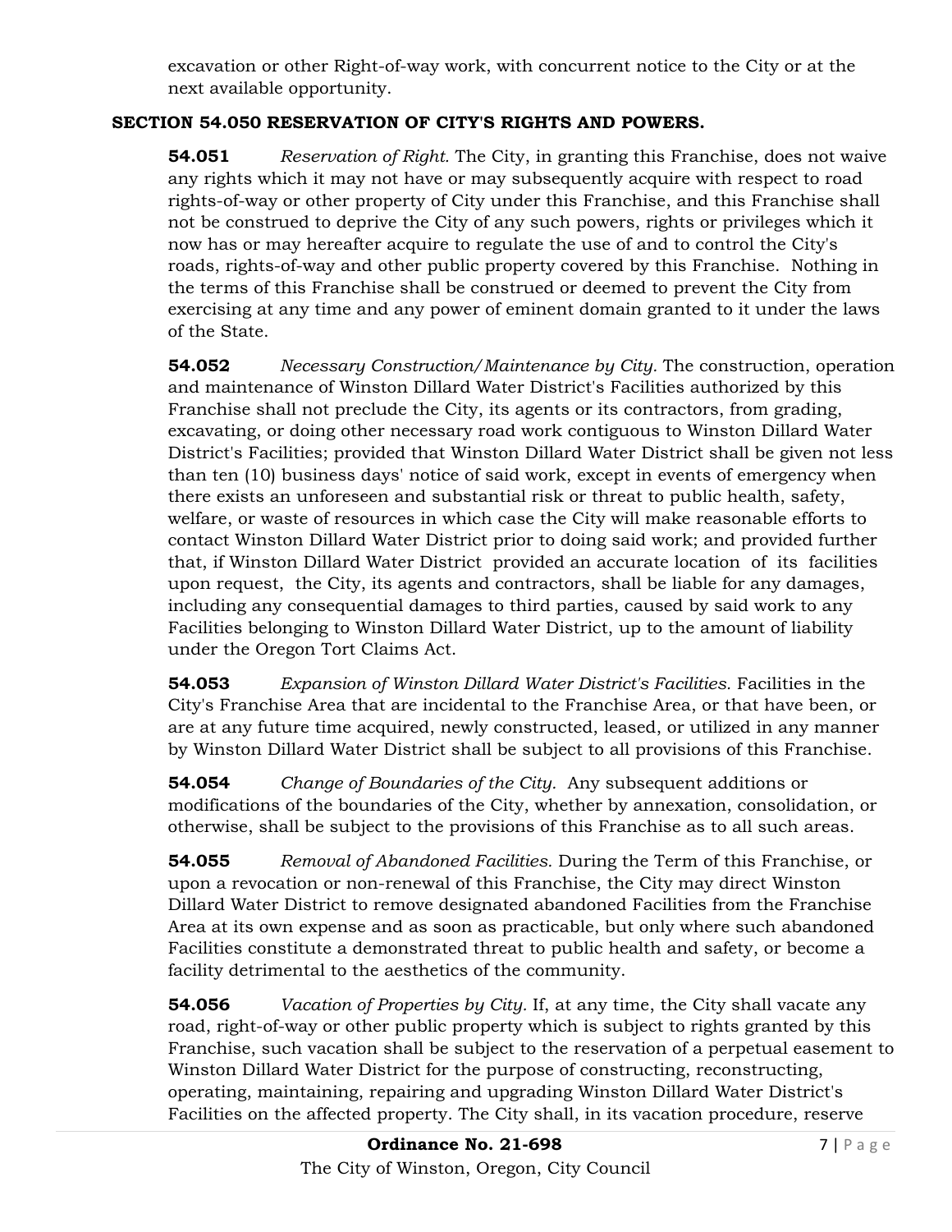excavation or other Right-of-way work, with concurrent notice to the City or at the next available opportunity.

**SECTION 54.050 RESERVATION OF CITY'S RIGHTS AND POWERS.**

**54.051** *Reservation of Right.* The City, in granting this Franchise, does not waive any rights which it may not have or may subsequently acquire with respect to road rights-of-way or other property of City under this Franchise, and this Franchise shall not be construed to deprive the City of any such powers, rights or privileges which it now has or may hereafter acquire to regulate the use of and to control the City's roads, rights-of-way and other public property covered by this Franchise. Nothing in the terms of this Franchise shall be construed or deemed to prevent the City from exercising at any time and any power of eminent domain granted to it under the laws of the State.

**54.052** *Necessary Construction/Maintenance by City.* The construction, operation and maintenance of Winston Dillard Water District's Facilities authorized by this Franchise shall not preclude the City, its agents or its contractors, from grading, excavating, or doing other necessary road work contiguous to Winston Dillard Water District's Facilities; provided that Winston Dillard Water District shall be given not less than ten (10) business days' notice of said work, except in events of emergency when there exists an unforeseen and substantial risk or threat to public health, safety, welfare, or waste of resources in which case the City will make reasonable efforts to contact Winston Dillard Water District prior to doing said work; and provided further that, if Winston Dillard Water District provided an accurate location of its facilities upon request, the City, its agents and contractors, shall be liable for any damages, including any consequential damages to third parties, caused by said work to any Facilities belonging to Winston Dillard Water District, up to the amount of liability under the Oregon Tort Claims Act.

**54.053** *Expansion of Winston Dillard Water District's Facilities.* Facilities in the City's Franchise Area that are incidental to the Franchise Area, or that have been, or are at any future time acquired, newly constructed, leased, or utilized in any manner by Winston Dillard Water District shall be subject to all provisions of this Franchise.

**54.054** *Change of Boundaries of the City.* Any subsequent additions or modifications of the boundaries of the City, whether by annexation, consolidation, or otherwise, shall be subject to the provisions of this Franchise as to all such areas.

**54.055** *Removal of Abandoned Facilities.* During the Term of this Franchise, or upon a revocation or non-renewal of this Franchise, the City may direct Winston Dillard Water District to remove designated abandoned Facilities from the Franchise Area at its own expense and as soon as practicable, but only where such abandoned Facilities constitute a demonstrated threat to public health and safety, or become a facility detrimental to the aesthetics of the community.

**54.056** *Vacation of Properties by City.* If, at any time, the City shall vacate any road, right-of-way or other public property which is subject to rights granted by this Franchise, such vacation shall be subject to the reservation of a perpetual easement to Winston Dillard Water District for the purpose of constructing, reconstructing, operating, maintaining, repairing and upgrading Winston Dillard Water District's Facilities on the affected property. The City shall, in its vacation procedure, reserve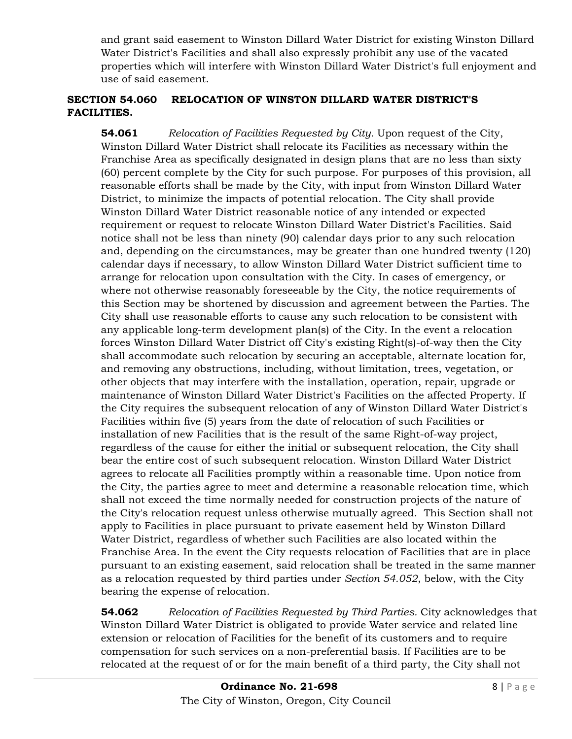and grant said easement to Winston Dillard Water District for existing Winston Dillard Water District's Facilities and shall also expressly prohibit any use of the vacated properties which will interfere with Winston Dillard Water District's full enjoyment and use of said easement.

## SECTION 54.060 RELOCATION OF WINSTON DILLARD WATER DISTRICT'S FACILITIES.

**54.061** *Relocation of Facilities Requested by City.* Upon request of the City, Winston Dillard Water District shall relocate its Facilities as necessary within the Franchise Area as specifically designated in design plans that are no less than sixty (60) percent complete by the City for such purpose. For purposes of this provision, all reasonable efforts shall be made by the City, with input from Winston Dillard Water District, to minimize the impacts of potential relocation. The City shall provide Winston Dillard Water District reasonable notice of any intended or expected requirement or request to relocate Winston Dillard Water District's Facilities. Said notice shall not be less than ninety (90) calendar days prior to any such relocation and, depending on the circumstances, may be greater than one hundred twenty (120) calendar days if necessary, to allow Winston Dillard Water District sufficient time to arrange for relocation upon consultation with the City. In cases of emergency, or where not otherwise reasonably foreseeable by the City, the notice requirements of this Section may be shortened by discussion and agreement between the Parties. The City shall use reasonable efforts to cause any such relocation to be consistent with any applicable long-term development plan(s) of the City. In the event a relocation forces Winston Dillard Water District off City's existing Right(s)-of-way then the City shall accommodate such relocation by securing an acceptable, alternate location for, and removing any obstructions, including, without limitation, trees, vegetation, or other objects that may interfere with the installation, operation, repair, upgrade or maintenance of Winston Dillard Water District's Facilities on the affected Property. If the City requires the subsequent relocation of any of Winston Dillard Water District's Facilities within five (5) years from the date of relocation of such Facilities or installation of new Facilities that is the result of the same Right-of-way project, regardless of the cause for either the initial or subsequent relocation, the City shall bear the entire cost of such subsequent relocation. Winston Dillard Water District agrees to relocate all Facilities promptly within a reasonable time. Upon notice from the City, the parties agree to meet and determine a reasonable relocation time, which shall not exceed the time normally needed for construction projects of the nature of the City's relocation request unless otherwise mutually agreed. This Section shall not apply to Facilities in place pursuant to private easement held by Winston Dillard Water District, regardless of whether such Facilities are also located within the Franchise Area. In the event the City requests relocation of Facilities that are in place pursuant to an existing easement, said relocation shall be treated in the same manner as a relocation requested by third parties under *Section 54.052*, below, with the City bearing the expense of relocation.

**54.062** *Relocation of Facilities Requested by Third Parties.* City acknowledges that Winston Dillard Water District is obligated to provide Water service and related line extension or relocation of Facilities for the benefit of its customers and to require compensation for such services on a non-preferential basis. If Facilities are to be relocated at the request of or for the main benefit of a third party, the City shall not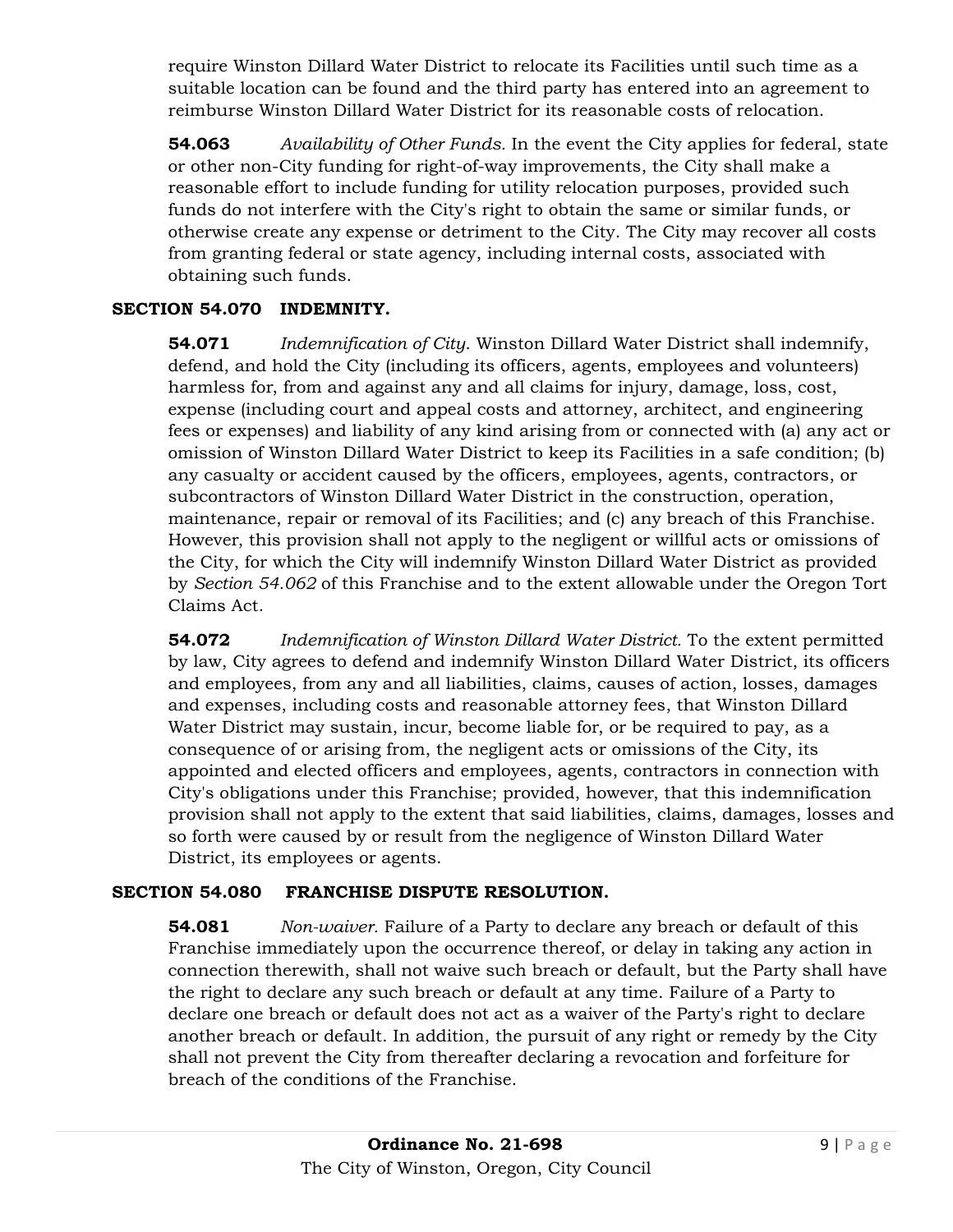require Winston Dillard Water District to relocate its Facilities until such time as a suitable location can be found and the third party has entered into an agreement to reimburse Winston Dillard Water District for its reasonable costs of relocation.

**54.063** *Availability of Other Funds.* In the event the City applies for federal, state or other non-City funding for right-of-way improvements, the City shall make a reasonable effort to include funding for utility relocation purposes, provided such funds do not interfere with the City's right to obtain the same or similar funds, or otherwise create any expense or detriment to the City. The City may recover all costs from granting federal or state agency, including internal costs, associated with obtaining such funds.

### SECTION 54.070 INDEMNITY.

**54.071** *Indemnification of City.* Winston Dillard Water District shall indemnify, defend, and hold the City (including its officers, agents, employees and volunteers) harmless for, from and against any and all claims for injury, damage, loss, cost, expense (including court and appeal costs and attorney, architect, and engineering fees or expenses) and liability of any kind arising from or connected with (a) any act or omission of Winston Dillard Water District to keep its Facilities in a safe condition; (b) any casualty or accident caused by the officers, employees, agents, contractors, or subcontractors of Winston Dillard Water District in the construction, operation, maintenance, repair or removal of its Facilities; and (c) any breach of this Franchise. However, this provision shall not apply to the negligent or willful acts or omissions of the City, for which the City will indemnify Winston Dillard Water District as provided by *Section 54.062* of this Franchise and to the extent allowable under the Oregon Tort Claims Act.

**54.072** *Indemnification of Winston Dillard Water District.* To the extent permitted by law, City agrees to defend and indemnify Winston Dillard Water District, its officers and employees, from any and all liabilities, claims, causes of action, losses, damages and expenses, including costs and reasonable attorney fees, that Winston Dillard Water District may sustain, incur, become liable for, or be required to pay, as a consequence of or arising from, the negligent acts or omissions of the City, its appointed and elected officers and employees, agents, contractors in connection with City's obligations under this Franchise; provided, however, that this indemnification provision shall not apply to the extent that said liabilities, claims, damages, losses and so forth were caused by or result from the negligence of Winston Dillard Water District, its employees or agents.

### SECTION 54.080 FRANCHISE DISPUTE RESOLUTION.

**54.081** *Non-waiver.* Failure of a Party to declare any breach or default of this Franchise immediately upon the occurrence thereof, or delay in taking any action in connection therewith, shall not waive such breach or default, but the Party shall have the right to declare any such breach or default at any time. Failure of a Party to declare one breach or default does not act as a waiver of the Party's right to declare another breach or default. In addition, the pursuit of any right or remedy by the City shall not prevent the City from thereafter declaring a revocation and forfeiture for breach of the conditions of the Franchise.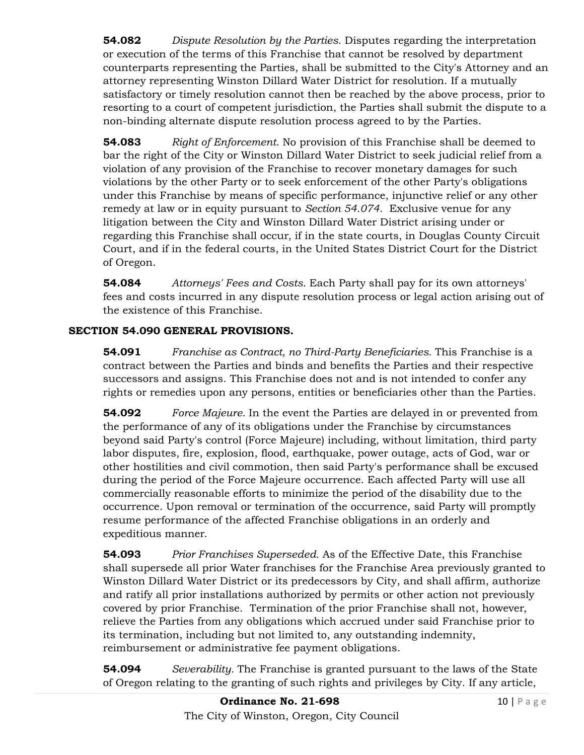**54.082** *Dispute Resolution by the Parties.* Disputes regarding the interpretation or execution of the terms of this Franchise that cannot be resolved by department counterparts representing the Parties, shall be submitted to the City's Attorney and an attorney representing Winston Dillard Water District for resolution. If a mutually satisfactory or timely resolution cannot then be reached by the above process, prior to resorting to a court of competent jurisdiction, the Parties shall submit the dispute to a non-binding alternate dispute resolution process agreed to by the Parties.

**54.083** *Right of Enforcement.* No provision of this Franchise shall be deemed to bar the right of the City or Winston Dillard Water District to seek judicial relief from a violation of any provision of the Franchise to recover monetary damages for such violations by the other Party or to seek enforcement of the other Party's obligations under this Franchise by means of specific performance, injunctive relief or any other remedy at law or in equity pursuant to *Section 54.074*. Exclusive venue for any litigation between the City and Winston Dillard Water District arising under or regarding this Franchise shall occur, if in the state courts, in Douglas County Circuit Court, and if in the federal courts, in the United States District Court for the District of Oregon.

**54.084** *Attorneys' Fees and Costs.* Each Party shall pay for its own attorneys' fees and costs incurred in any dispute resolution process or legal action arising out of the existence of this Franchise.

**SECTION 54.090 GENERAL PROVISIONS.**

**54.091** *Franchise as Contract, no Third-Party Beneficiaries.* This Franchise is a contract between the Parties and binds and benefits the Parties and their respective successors and assigns. This Franchise does not and is not intended to confer any rights or remedies upon any persons, entities or beneficiaries other than the Parties.

**54.092** *Force Majeure.* In the event the Parties are delayed in or prevented from the performance of any of its obligations under the Franchise by circumstances beyond said Party's control (Force Majeure) including, without limitation, third party labor disputes, fire, explosion, flood, earthquake, power outage, acts of God, war or other hostilities and civil commotion, then said Party's performance shall be excused during the period of the Force Majeure occurrence. Each affected Party will use all commercially reasonable efforts to minimize the period of the disability due to the occurrence. Upon removal or termination of the occurrence, said Party will promptly resume performance of the affected Franchise obligations in an orderly and expeditious manner.

**54.093** *Prior Franchises Superseded.* As of the Effective Date, this Franchise shall supersede all prior Water franchises for the Franchise Area previously granted to Winston Dillard Water District or its predecessors by City, and shall affirm, authorize and ratify all prior installations authorized by permits or other action not previously covered by prior Franchise. Termination of the prior Franchise shall not, however, relieve the Parties from any obligations which accrued under said Franchise prior to its termination, including but not limited to, any outstanding indemnity, reimbursement or administrative fee payment obligations.

**54.094** *Severability.* The Franchise is granted pursuant to the laws of the State of Oregon relating to the granting of such rights and privileges by City. If any article,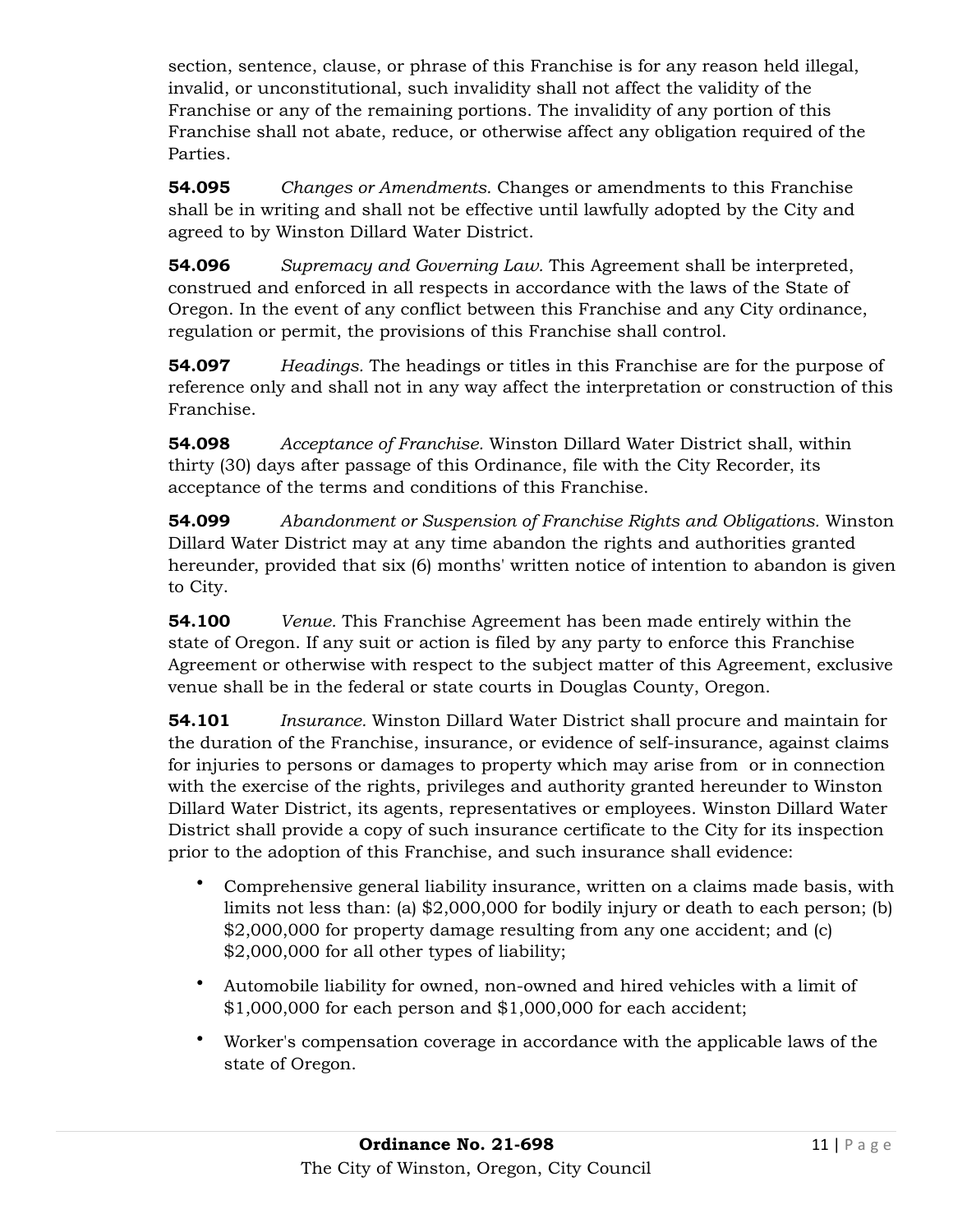section, sentence, clause, or phrase of this Franchise is for any reason held illegal, invalid, or unconstitutional, such invalidity shall not affect the validity of the Franchise or any of the remaining portions. The invalidity of any portion of this Franchise shall not abate, reduce, or otherwise affect any obligation required of the Parties.

**54.095** *Changes or Amendments.* Changes or amendments to this Franchise shall be in writing and shall not be effective until lawfully adopted by the City and agreed to by Winston Dillard Water District.

**54.096** *Supremacy and Governing Law.* This Agreement shall be interpreted, construed and enforced in all respects in accordance with the laws of the State of Oregon. In the event of any conflict between this Franchise and any City ordinance, regulation or permit, the provisions of this Franchise shall control.

**54.097** *Headings.* The headings or titles in this Franchise are for the purpose of reference only and shall not in any way affect the interpretation or construction of this Franchise.

**54.098** *Acceptance of Franchise.* Winston Dillard Water District shall, within thirty (30) days after passage of this Ordinance, file with the City Recorder, its acceptance of the terms and conditions of this Franchise.

**54.099** *Abandonment or Suspension of Franchise Rights and Obligations.* Winston Dillard Water District may at any time abandon the rights and authorities granted hereunder, provided that six (6) months' written notice of intention to abandon is given to City.

**54.100** *Venue.* This Franchise Agreement has been made entirely within the state of Oregon. If any suit or action is filed by any party to enforce this Franchise Agreement or otherwise with respect to the subject matter of this Agreement, exclusive venue shall be in the federal or state courts in Douglas County, Oregon.

**54.101** *Insurance.* Winston Dillard Water District shall procure and maintain for the duration of the Franchise, insurance, or evidence of self-insurance, against claims for injuries to persons or damages to property which may arise from or in connection with the exercise of the rights, privileges and authority granted hereunder to Winston Dillard Water District, its agents, representatives or employees. Winston Dillard Water District shall provide a copy of such insurance certificate to the City for its inspection prior to the adoption of this Franchise, and such insurance shall evidence:

- Comprehensive general liability insurance, written on a claims made basis, with limits not less than: (a) $2,000,000 for bodily injury or death to each person; (b) $2,000,000 for property damage resulting from any one accident; and (c) $2,000,000 for all other types of liability;
- Automobile liability for owned, non-owned and hired vehicles with a limit of $1,000,000 for each person and $1,000,000 for each accident;
- Worker's compensation coverage in accordance with the applicable laws of the state of Oregon.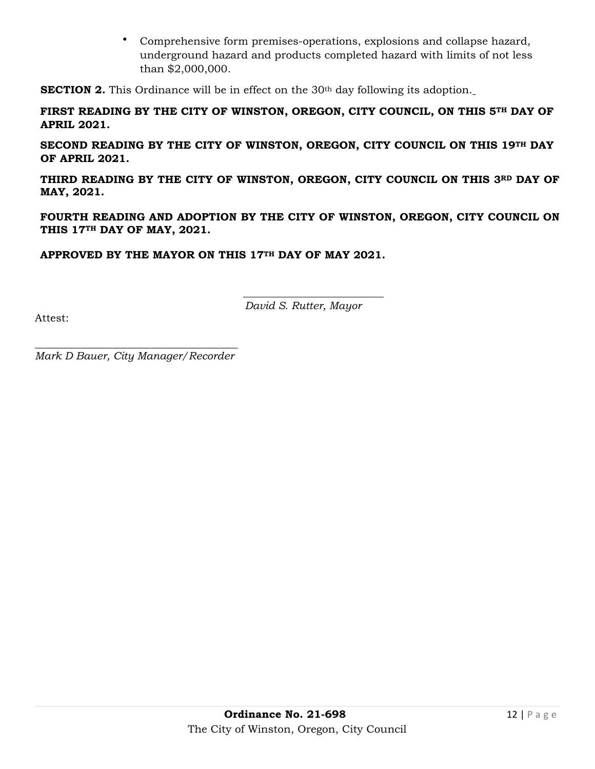- Comprehensive form premises-operations, explosions and collapse hazard, underground hazard and products completed hazard with limits of not less than $2,000,000.

**SECTION 2.** This Ordinance will be in effect on the 30th day following its adoption.

**FIRST READING BY THE CITY OF WINSTON, OREGON, CITY COUNCIL, ON THIS 5TH DAY OF APRIL 2021.**

**SECOND READING BY THE CITY OF WINSTON, OREGON, CITY COUNCIL ON THIS 19TH DAY OF APRIL 2021.**

**THIRD READING BY THE CITY OF WINSTON, OREGON, CITY COUNCIL ON THIS 3RD DAY OF MAY, 2021.**

**FOURTH READING AND ADOPTION BY THE CITY OF WINSTON, OREGON, CITY COUNCIL ON THIS 17TH DAY OF MAY, 2021.**

**APPROVED BY THE MAYOR ON THIS 17TH DAY OF MAY 2021.**

___________________________

*David S. Rutter, Mayor*

Attest:

_____________________________________

*Mark D Bauer, City Manager/Recorder*

**Ordinance No. 21-698**

The City of Winston, Oregon, City Council